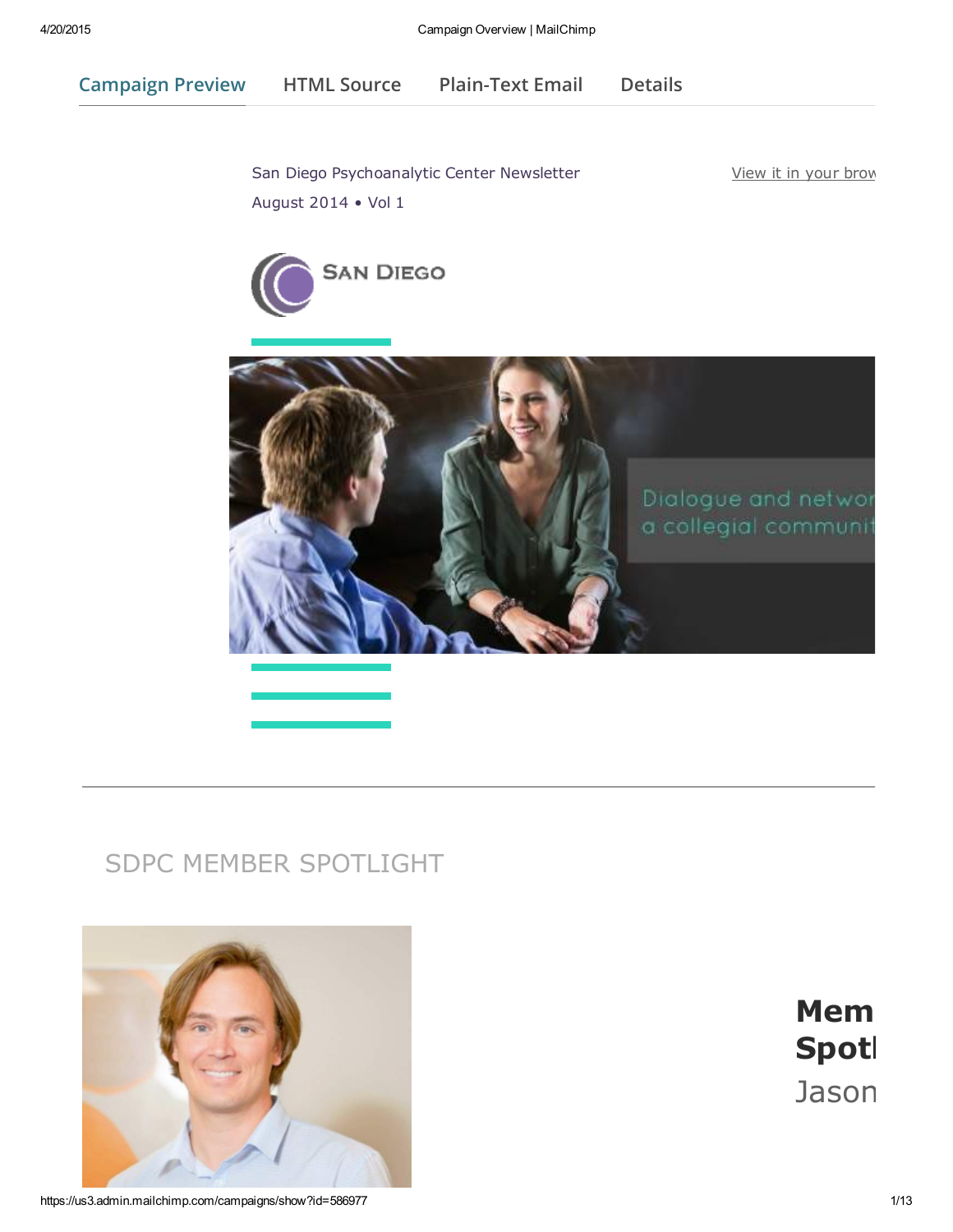Campaign Preview HTML Source Plain-Text Email Details

San Diego Psychoanalytic Center Newsletter

August 2014 • Vol 1

View it in your brow

SAN DIEGO

Dialogue and networ
a collegial communit

## SDPC MEMBER SPOTLIGHT

**Mem**
**Spotl**
Jason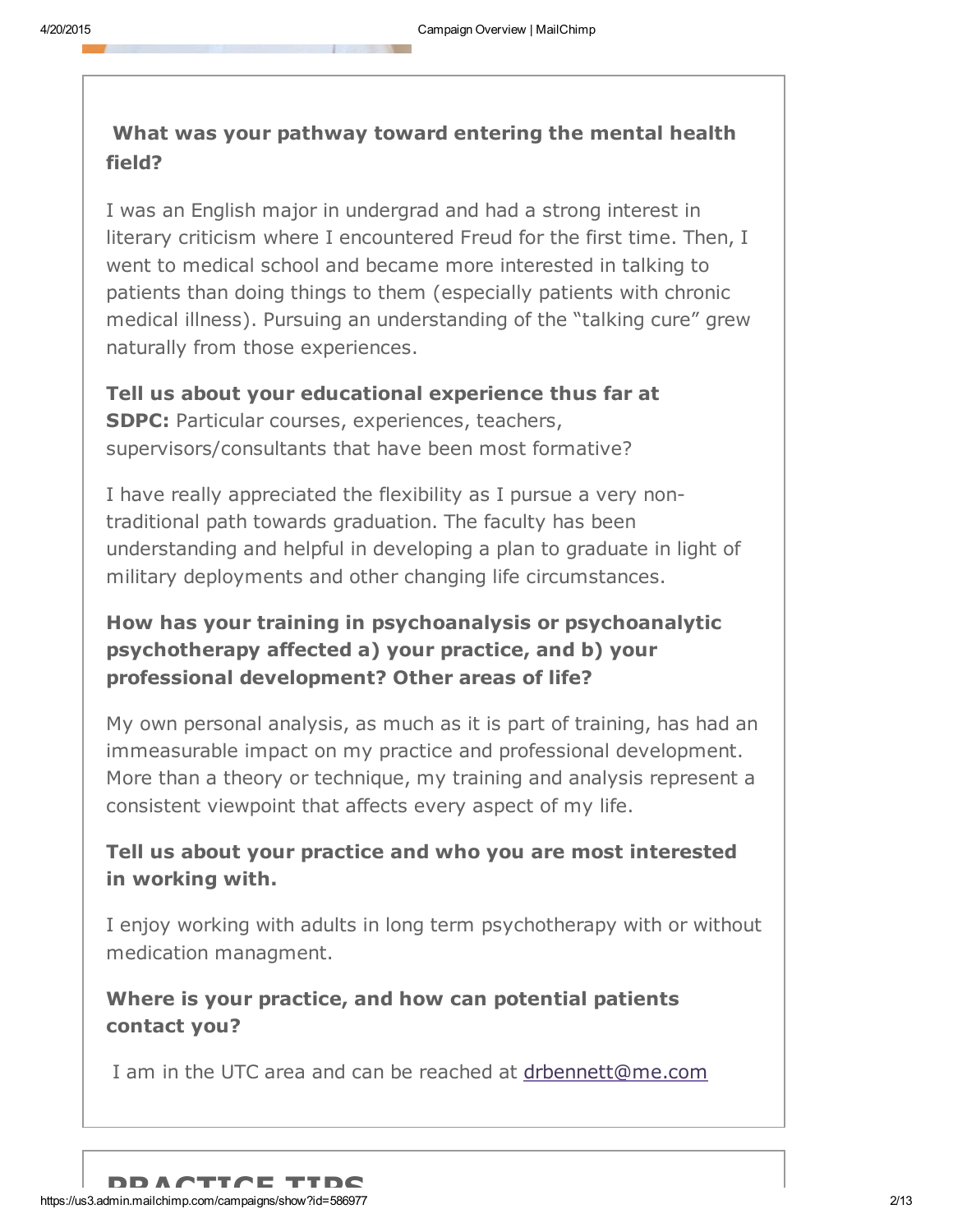**What was your pathway toward entering the mental health field?**

I was an English major in undergrad and had a strong interest in literary criticism where I encountered Freud for the first time. Then, I went to medical school and became more interested in talking to patients than doing things to them (especially patients with chronic medical illness). Pursuing an understanding of the "talking cure" grew naturally from those experiences.

**Tell us about your educational experience thus far at SDPC:** Particular courses, experiences, teachers, supervisors/consultants that have been most formative?

I have really appreciated the flexibility as I pursue a very non-traditional path towards graduation. The faculty has been understanding and helpful in developing a plan to graduate in light of military deployments and other changing life circumstances.

**How has your training in psychoanalysis or psychoanalytic psychotherapy affected a) your practice, and b) your professional development? Other areas of life?**

My own personal analysis, as much as it is part of training, has had an immeasurable impact on my practice and professional development. More than a theory or technique, my training and analysis represent a consistent viewpoint that affects every aspect of my life.

**Tell us about your practice and who you are most interested in working with.**

I enjoy working with adults in long term psychotherapy with or without medication managment.

**Where is your practice, and how can potential patients contact you?**

I am in the UTC area and can be reached at drbennett@me.com

# PRACTICE TIPS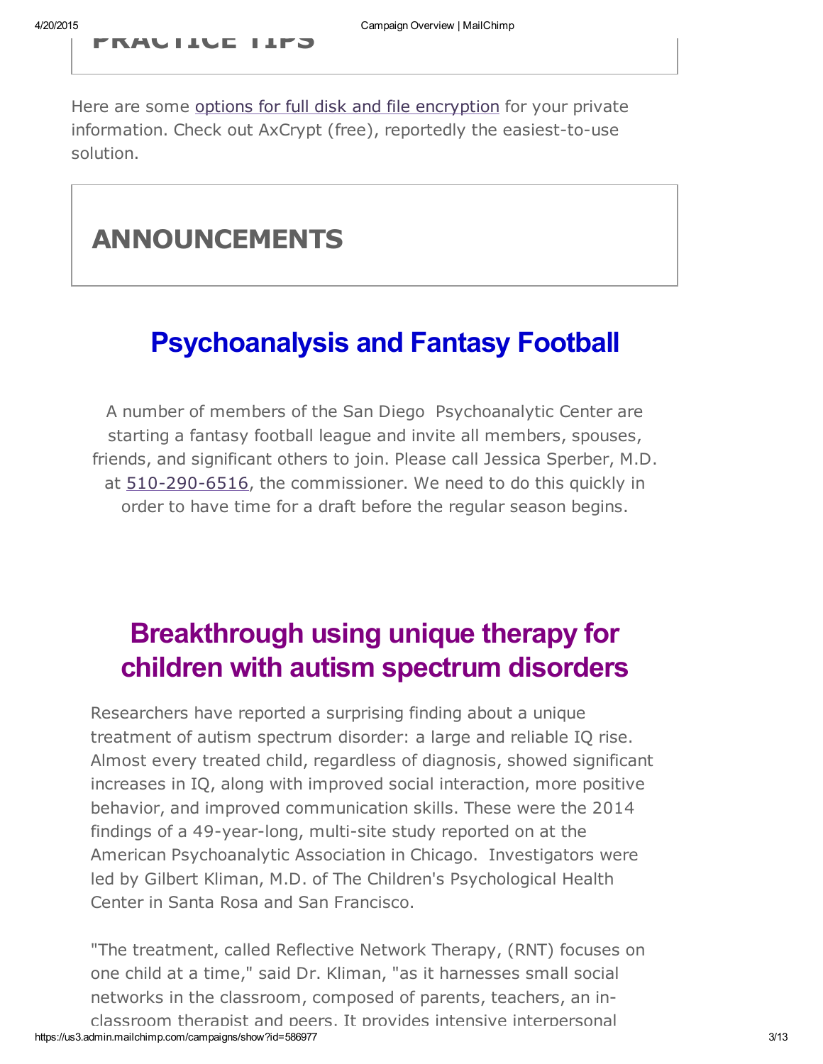## PRACTICE TIPS

Here are some options for full disk and file encryption for your private information. Check out AxCrypt (free), reportedly the easiest-to-use solution.

## ANNOUNCEMENTS

### Psychoanalysis and Fantasy Football

A number of members of the San Diego Psychoanalytic Center are starting a fantasy football league and invite all members, spouses, friends, and significant others to join. Please call Jessica Sperber, M.D. at 510-290-6516, the commissioner. We need to do this quickly in order to have time for a draft before the regular season begins.

### Breakthrough using unique therapy for children with autism spectrum disorders

Researchers have reported a surprising finding about a unique treatment of autism spectrum disorder: a large and reliable IQ rise. Almost every treated child, regardless of diagnosis, showed significant increases in IQ, along with improved social interaction, more positive behavior, and improved communication skills. These were the 2014 findings of a 49-year-long, multi-site study reported on at the American Psychoanalytic Association in Chicago. Investigators were led by Gilbert Kliman, M.D. of The Children's Psychological Health Center in Santa Rosa and San Francisco.

"The treatment, called Reflective Network Therapy, (RNT) focuses on one child at a time," said Dr. Kliman, "as it harnesses small social networks in the classroom, composed of parents, teachers, an in-classroom therapist and peers. It provides intensive interpersonal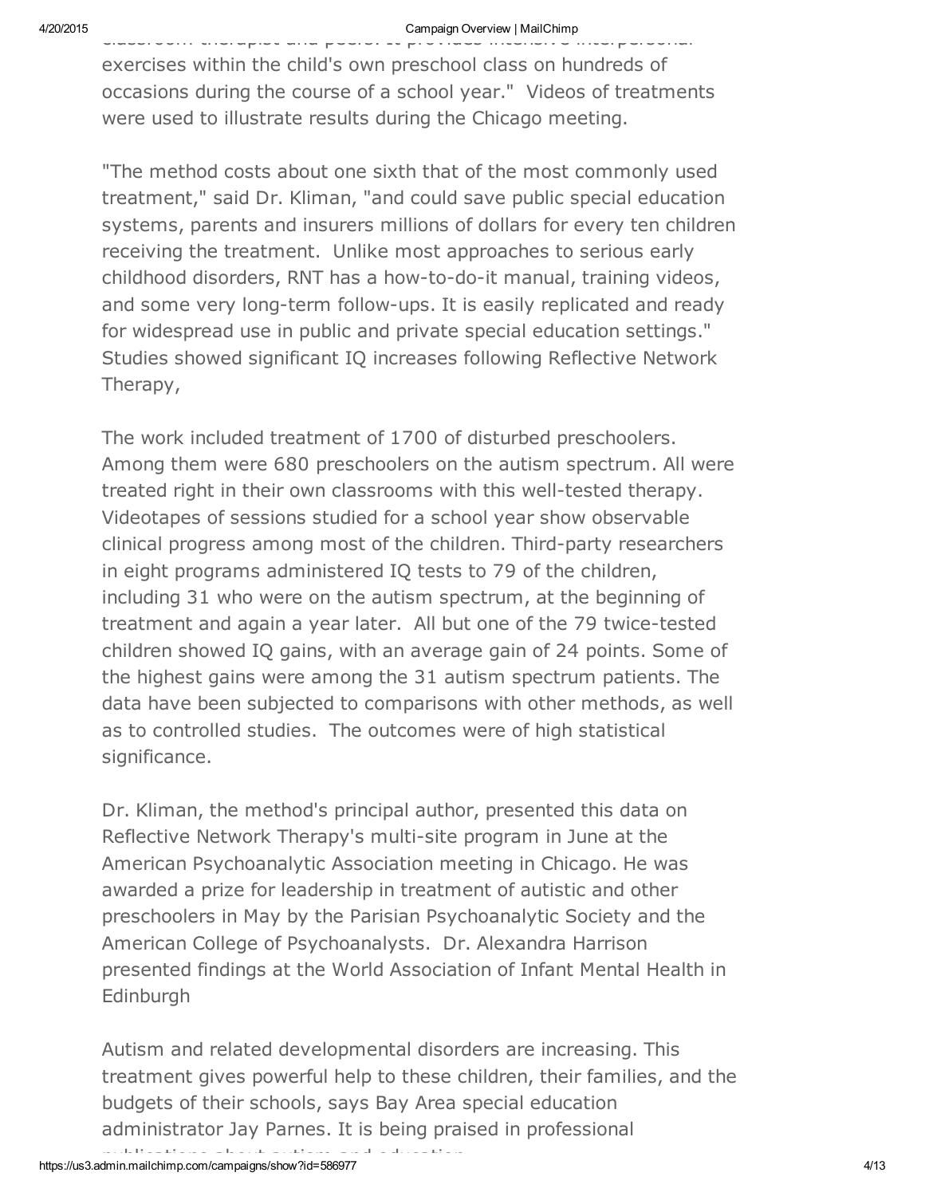exercises within the child's own preschool class on hundreds of occasions during the course of a school year." Videos of treatments were used to illustrate results during the Chicago meeting.

"The method costs about one sixth that of the most commonly used treatment," said Dr. Kliman, "and could save public special education systems, parents and insurers millions of dollars for every ten children receiving the treatment. Unlike most approaches to serious early childhood disorders, RNT has a how-to-do-it manual, training videos, and some very long-term follow-ups. It is easily replicated and ready for widespread use in public and private special education settings." Studies showed significant IQ increases following Reflective Network Therapy,

The work included treatment of 1700 of disturbed preschoolers. Among them were 680 preschoolers on the autism spectrum. All were treated right in their own classrooms with this well-tested therapy. Videotapes of sessions studied for a school year show observable clinical progress among most of the children. Third-party researchers in eight programs administered IQ tests to 79 of the children, including 31 who were on the autism spectrum, at the beginning of treatment and again a year later. All but one of the 79 twice-tested children showed IQ gains, with an average gain of 24 points. Some of the highest gains were among the 31 autism spectrum patients. The data have been subjected to comparisons with other methods, as well as to controlled studies. The outcomes were of high statistical significance.

Dr. Kliman, the method's principal author, presented this data on Reflective Network Therapy's multi-site program in June at the American Psychoanalytic Association meeting in Chicago. He was awarded a prize for leadership in treatment of autistic and other preschoolers in May by the Parisian Psychoanalytic Society and the American College of Psychoanalysts. Dr. Alexandra Harrison presented findings at the World Association of Infant Mental Health in Edinburgh

Autism and related developmental disorders are increasing. This treatment gives powerful help to these children, their families, and the budgets of their schools, says Bay Area special education administrator Jay Parnes. It is being praised in professional publications about autism and education.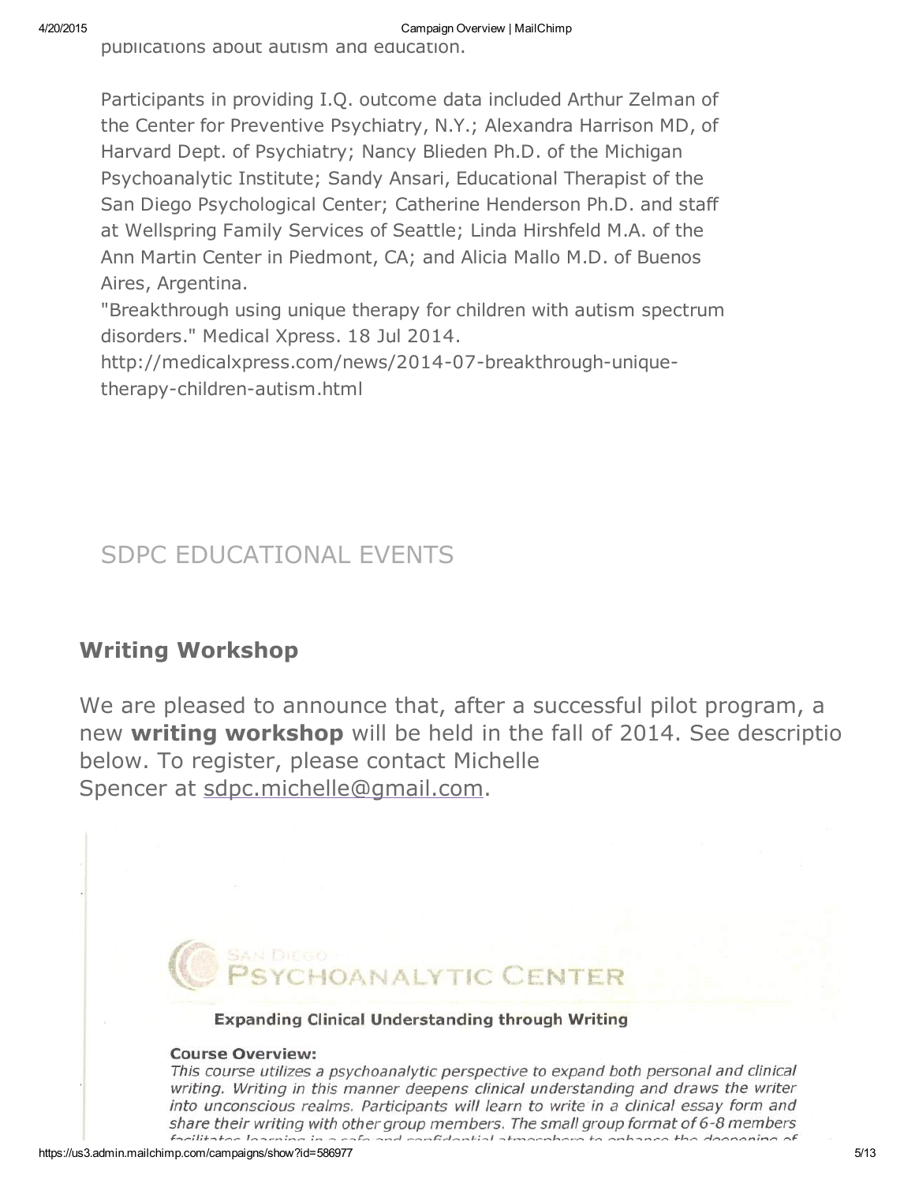publications about autism and education.

Participants in providing I.Q. outcome data included Arthur Zelman of the Center for Preventive Psychiatry, N.Y.; Alexandra Harrison MD, of Harvard Dept. of Psychiatry; Nancy Blieden Ph.D. of the Michigan Psychoanalytic Institute; Sandy Ansari, Educational Therapist of the San Diego Psychological Center; Catherine Henderson Ph.D. and staff at Wellspring Family Services of Seattle; Linda Hirshfeld M.A. of the Ann Martin Center in Piedmont, CA; and Alicia Mallo M.D. of Buenos Aires, Argentina.

"Breakthrough using unique therapy for children with autism spectrum disorders." Medical Xpress. 18 Jul 2014.
http://medicalxpress.com/news/2014-07-breakthrough-unique-therapy-children-autism.html

## SDPC EDUCATIONAL EVENTS

### Writing Workshop

We are pleased to announce that, after a successful pilot program, a new **writing workshop** will be held in the fall of 2014. See descriptio below. To register, please contact Michelle Spencer at sdpc.michelle@gmail.com.

SAN DIEGO PSYCHOANALYTIC CENTER

**Expanding Clinical Understanding through Writing**

**Course Overview:**
*This course utilizes a psychoanalytic perspective to expand both personal and clinical writing. Writing in this manner deepens clinical understanding and draws the writer into unconscious realms. Participants will learn to write in a clinical essay form and share their writing with other group members. The small group format of 6-8 members facilitates learning in a safe and confidential atmosphere to enhance the deepening of*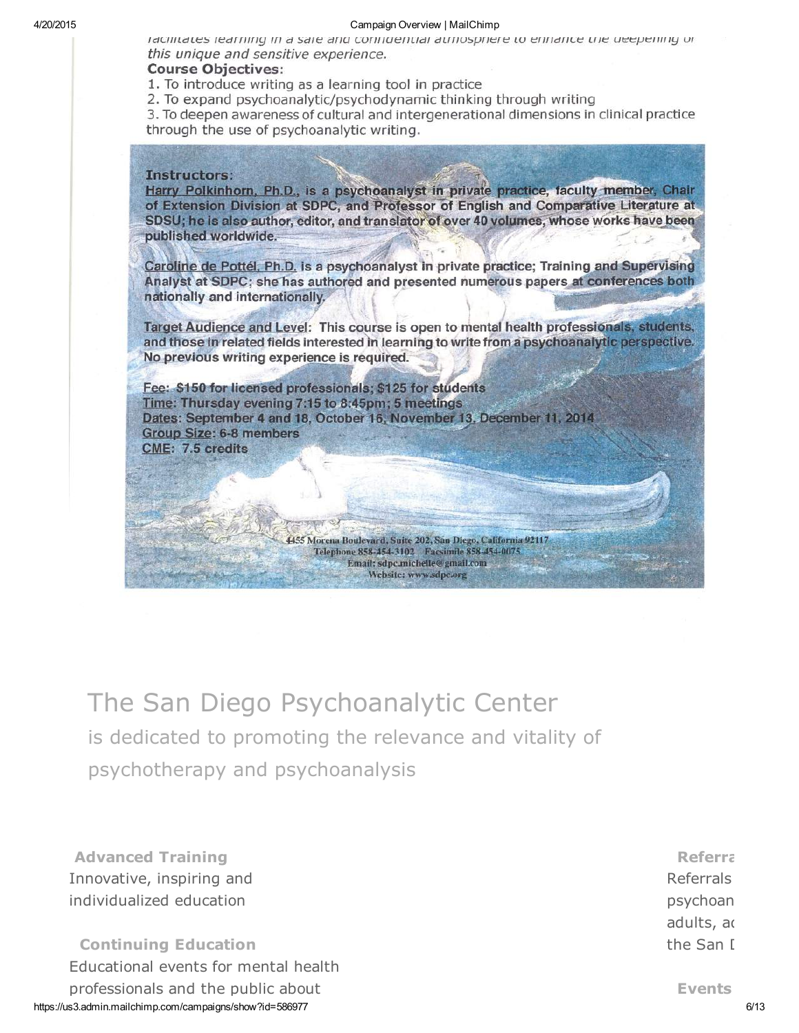*facilitates learning in a safe and confidential atmosphere to enhance the deepening of this unique and sensitive experience.*

**Course Objectives:**

1. To introduce writing as a learning tool in practice
2. To expand psychoanalytic/psychodynamic thinking through writing
3. To deepen awareness of cultural and intergenerational dimensions in clinical practice through the use of psychoanalytic writing.

**Instructors:**

**Harry Polkinhorn, Ph.D., is a psychoanalyst in private practice, faculty member, Chair of Extension Division at SDPC, and Professor of English and Comparative Literature at SDSU; he is also author, editor, and translator of over 40 volumes, whose works have been published worldwide.**

**Caroline de Pottél, Ph.D. is a psychoanalyst in private practice; Training and Supervising Analyst at SDPC; she has authored and presented numerous papers at conferences both nationally and internationally.**

**Target Audience and Level: This course is open to mental health professionals, students, and those in related fields interested in learning to write from a psychoanalytic perspective. No previous writing experience is required.**

**Fee: $150 for licensed professionals; $125 for students**
**Time: Thursday evening 7:15 to 8:45pm; 5 meetings**
**Dates: September 4 and 18, October 16, November 13, December 11, 2014**
**Group Size: 6-8 members**
**CME: 7.5 credits**

4455 Morena Boulevard, Suite 202, San Diego, California 92117
Telephone 858-454-3102 Facsimile 858-454-0075
Email: sdpc.michelle@gmail.com
Website: www.sdpc.org

# The San Diego Psychoanalytic Center

## is dedicated to promoting the relevance and vitality of psychotherapy and psychoanalysis

**Advanced Training**

Innovative, inspiring and individualized education

**Continuing Education**

Educational events for mental health professionals and the public about

**Referra**

Referrals psychoan adults, ac the San [

**Events**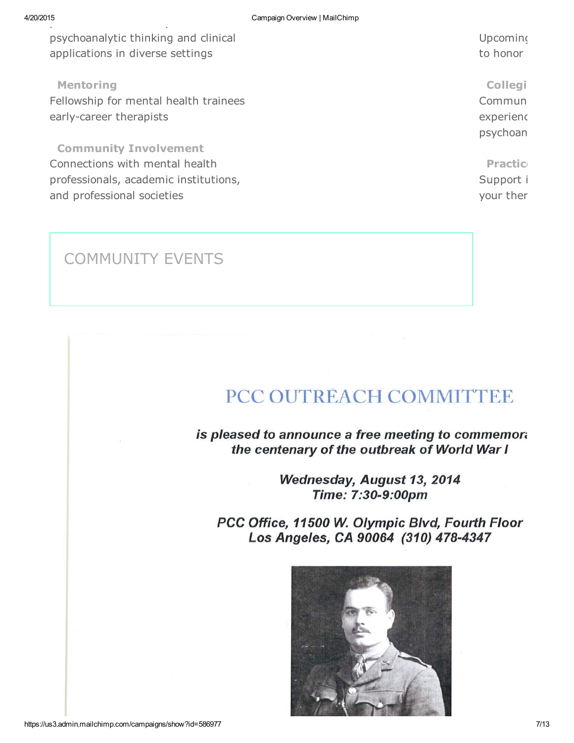psychoanalytic thinking and clinical applications in diverse settings

**Mentoring**

Fellowship for mental health trainees early-career therapists

**Community Involvement**

Connections with mental health professionals, academic institutions, and professional societies

Upcoming to honor

**Collegi**

Commun experienc psychoan

**Practic**

Support i your ther

## COMMUNITY EVENTS

# PCC OUTREACH COMMITTEE

***is pleased to announce a free meeting to commemora the centenary of the outbreak of World War I***

***Wednesday, August 13, 2014***
***Time: 7:30-9:00pm***

***PCC Office, 11500 W. Olympic Blvd, Fourth Floor***
***Los Angeles, CA 90064 (310) 478-4347***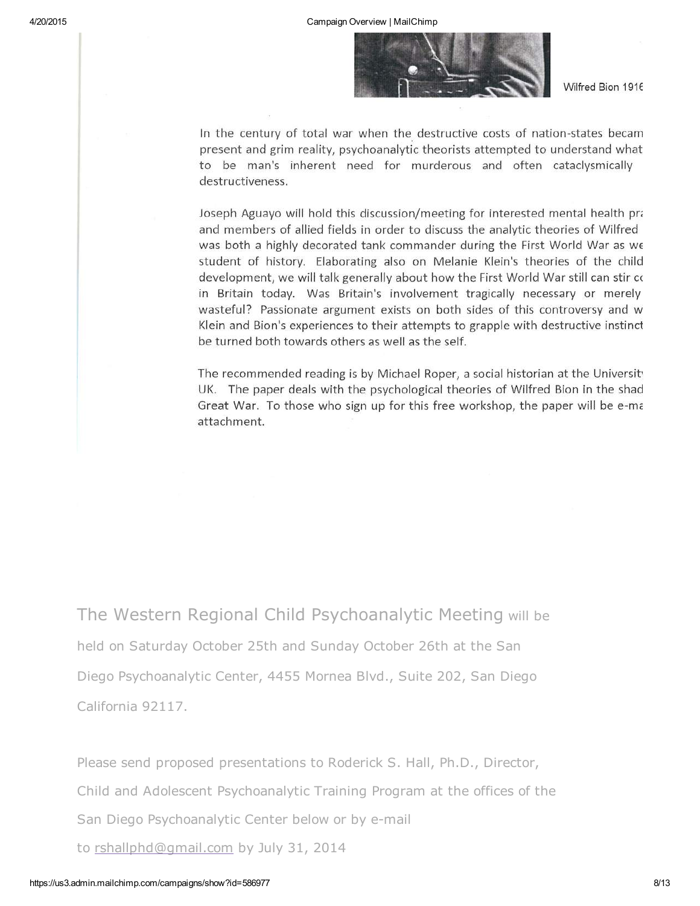Wilfred Bion 1916

In the century of total war when the destructive costs of nation-states becam present and grim reality, psychoanalytic theorists attempted to understand what to be man's inherent need for murderous and often cataclysmically destructiveness.

Joseph Aguayo will hold this discussion/meeting for interested mental health pra and members of allied fields in order to discuss the analytic theories of Wilfred was both a highly decorated tank commander during the First World War as we student of history. Elaborating also on Melanie Klein's theories of the child development, we will talk generally about how the First World War still can stir co in Britain today. Was Britain's involvement tragically necessary or merely wasteful? Passionate argument exists on both sides of this controversy and w Klein and Bion's experiences to their attempts to grapple with destructive instinct be turned both towards others as well as the self.

The recommended reading is by Michael Roper, a social historian at the Universit UK. The paper deals with the psychological theories of Wilfred Bion in the shad Great War. To those who sign up for this free workshop, the paper will be e-ma attachment.

The Western Regional Child Psychoanalytic Meeting will be held on Saturday October 25th and Sunday October 26th at the San Diego Psychoanalytic Center, 4455 Mornea Blvd., Suite 202, San Diego California 92117.

Please send proposed presentations to Roderick S. Hall, Ph.D., Director, Child and Adolescent Psychoanalytic Training Program at the offices of the San Diego Psychoanalytic Center below or by e-mail to [rshallphd@gmail.com](mailto:rshallphd@gmail.com) by July 31, 2014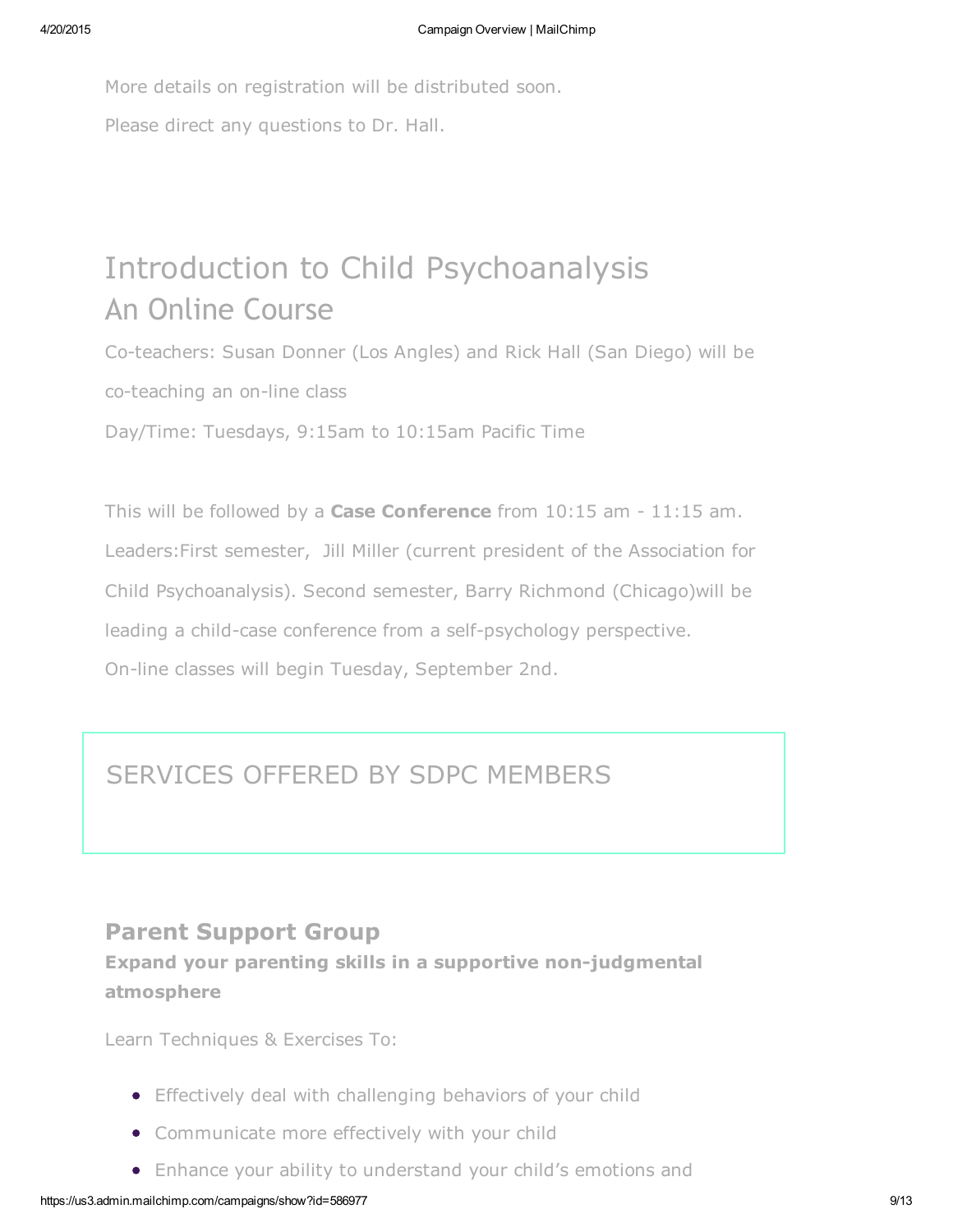More details on registration will be distributed soon.

Please direct any questions to Dr. Hall.

# Introduction to Child Psychoanalysis
## An Online Course

Co-teachers: Susan Donner (Los Angles) and Rick Hall (San Diego) will be co-teaching an on-line class

Day/Time: Tuesdays, 9:15am to 10:15am Pacific Time

This will be followed by a **Case Conference** from 10:15 am - 11:15 am. Leaders:First semester, Jill Miller (current president of the Association for Child Psychoanalysis). Second semester, Barry Richmond (Chicago)will be leading a child-case conference from a self-psychology perspective. On-line classes will begin Tuesday, September 2nd.

## SERVICES OFFERED BY SDPC MEMBERS

### Parent Support Group

**Expand your parenting skills in a supportive non-judgmental atmosphere**

Learn Techniques & Exercises To:

- Effectively deal with challenging behaviors of your child
- Communicate more effectively with your child
- Enhance your ability to understand your child's emotions and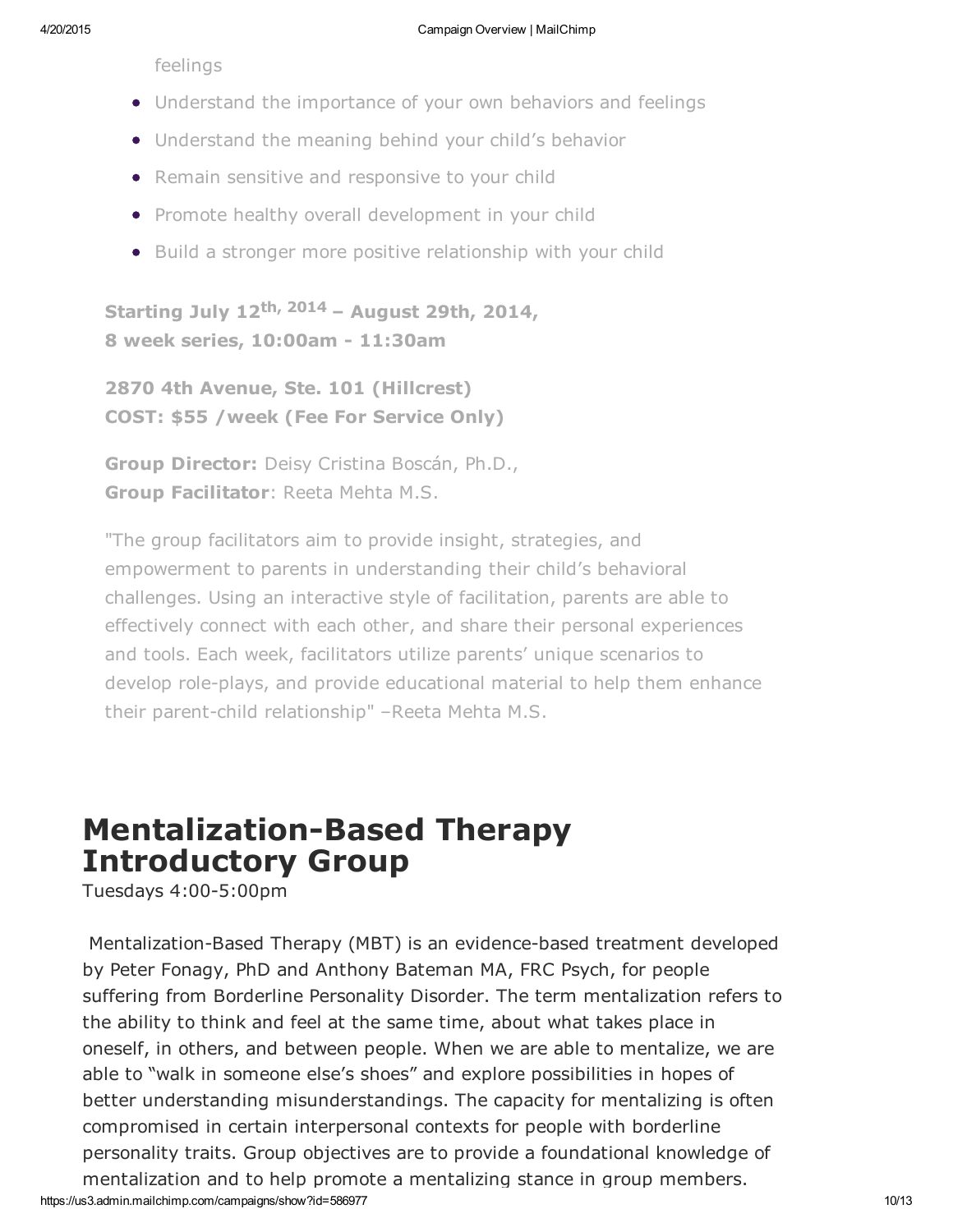feelings

- Understand the importance of your own behaviors and feelings
- Understand the meaning behind your child's behavior
- Remain sensitive and responsive to your child
- Promote healthy overall development in your child
- Build a stronger more positive relationship with your child

**Starting July 12th, 2014 – August 29th, 2014,**
**8 week series, 10:00am - 11:30am**

**2870 4th Avenue, Ste. 101 (Hillcrest)**
**COST: $55 /week (Fee For Service Only)**

**Group Director:** Deisy Cristina Boscán, Ph.D.,
**Group Facilitator**: Reeta Mehta M.S.

"The group facilitators aim to provide insight, strategies, and empowerment to parents in understanding their child's behavioral challenges. Using an interactive style of facilitation, parents are able to effectively connect with each other, and share their personal experiences and tools. Each week, facilitators utilize parents' unique scenarios to develop role-plays, and provide educational material to help them enhance their parent-child relationship" –Reeta Mehta M.S.

# Mentalization-Based Therapy Introductory Group

Tuesdays 4:00-5:00pm

Mentalization-Based Therapy (MBT) is an evidence-based treatment developed by Peter Fonagy, PhD and Anthony Bateman MA, FRC Psych, for people suffering from Borderline Personality Disorder. The term mentalization refers to the ability to think and feel at the same time, about what takes place in oneself, in others, and between people. When we are able to mentalize, we are able to "walk in someone else's shoes" and explore possibilities in hopes of better understanding misunderstandings. The capacity for mentalizing is often compromised in certain interpersonal contexts for people with borderline personality traits. Group objectives are to provide a foundational knowledge of mentalization and to help promote a mentalizing stance in group members.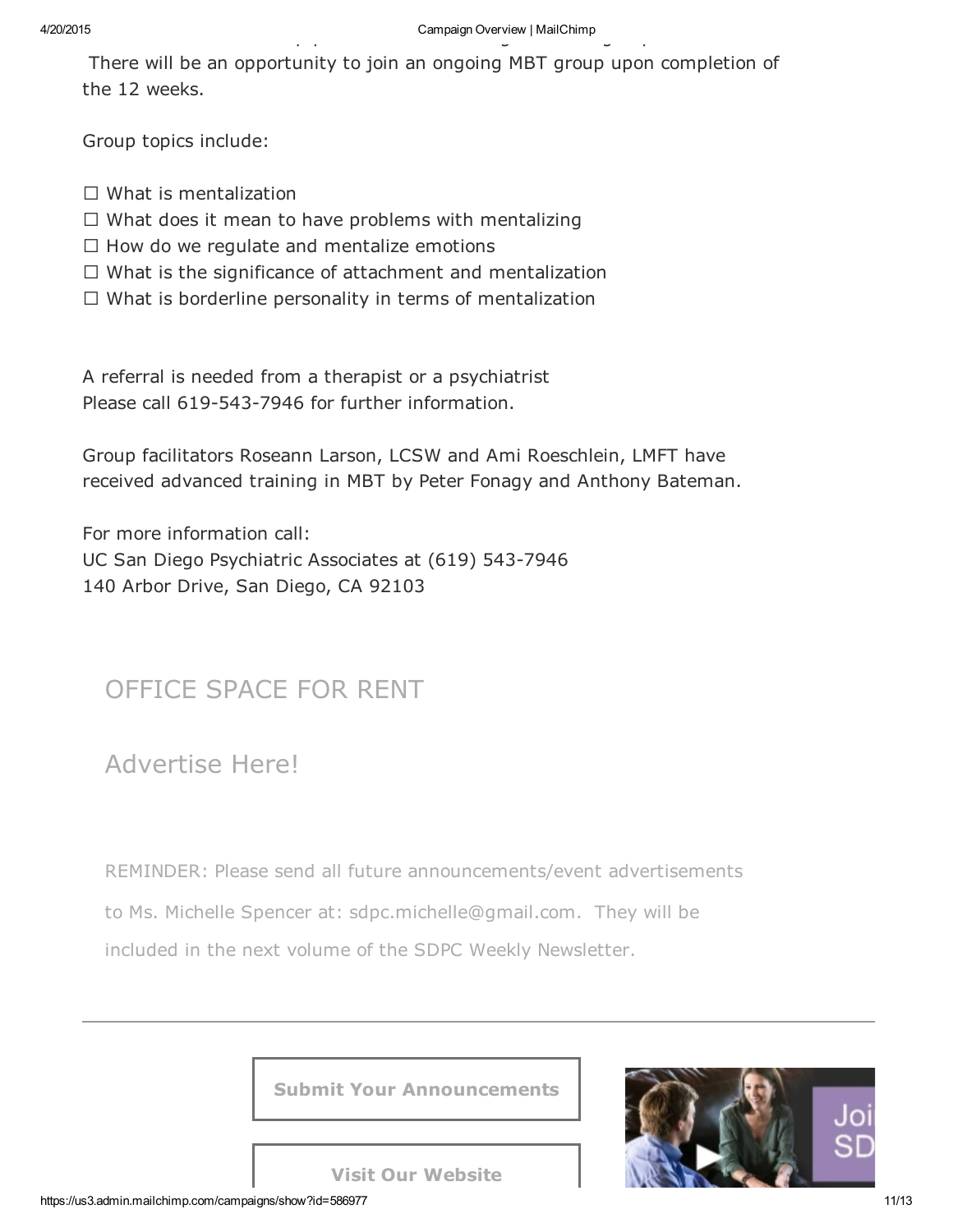There will be an opportunity to join an ongoing MBT group upon completion of the 12 weeks.

Group topics include:

☐ What is mentalization
☐ What does it mean to have problems with mentalizing
☐ How do we regulate and mentalize emotions
☐ What is the significance of attachment and mentalization
☐ What is borderline personality in terms of mentalization

A referral is needed from a therapist or a psychiatrist
Please call 619-543-7946 for further information.

Group facilitators Roseann Larson, LCSW and Ami Roeschlein, LMFT have received advanced training in MBT by Peter Fonagy and Anthony Bateman.

For more information call:
UC San Diego Psychiatric Associates at (619) 543-7946
140 Arbor Drive, San Diego, CA 92103

## OFFICE SPACE FOR RENT

## Advertise Here!

REMINDER: Please send all future announcements/event advertisements to Ms. Michelle Spencer at: sdpc.michelle@gmail.com. They will be included in the next volume of the SDPC Weekly Newsletter.

---

**Submit Your Announcements**

**Visit Our Website**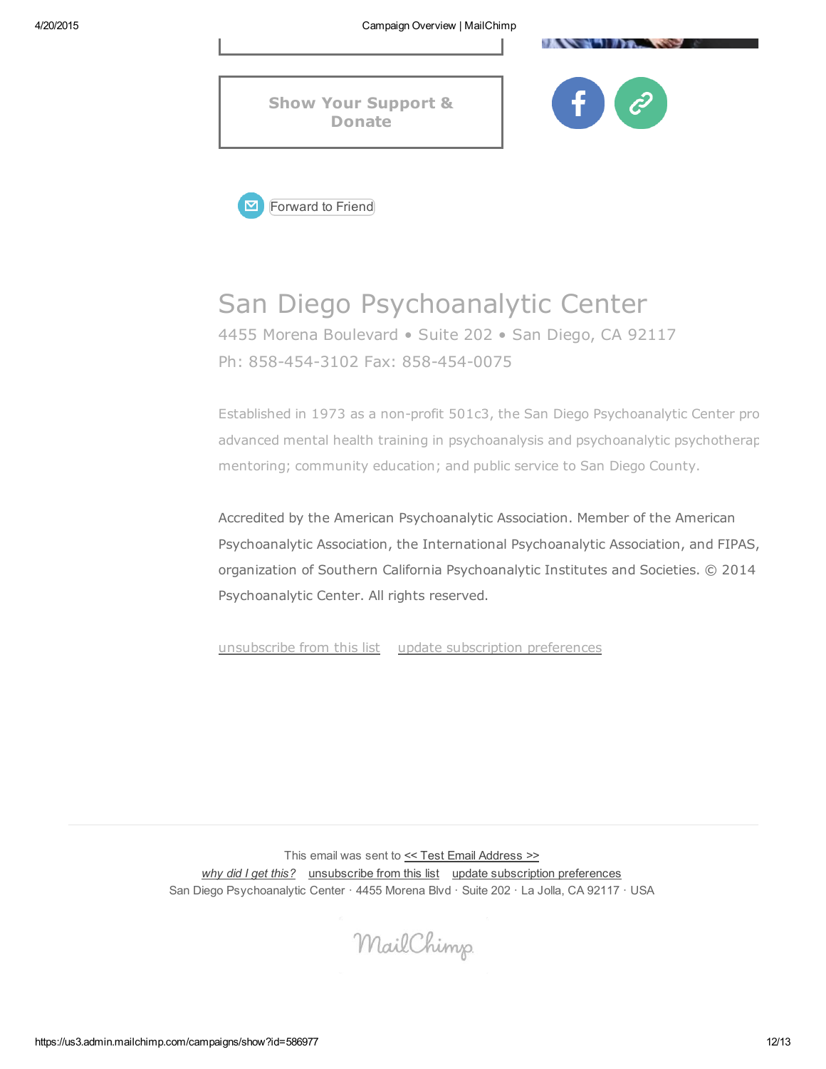**Show Your Support & Donate**

Forward to Friend

# San Diego Psychoanalytic Center

4455 Morena Boulevard • Suite 202 • San Diego, CA 92117

Ph: 858-454-3102 Fax: 858-454-0075

Established in 1973 as a non-profit 501c3, the San Diego Psychoanalytic Center pro advanced mental health training in psychoanalysis and psychoanalytic psychotherap mentoring; community education; and public service to San Diego County.

Accredited by the American Psychoanalytic Association. Member of the American Psychoanalytic Association, the International Psychoanalytic Association, and FIPAS, organization of Southern California Psychoanalytic Institutes and Societies. © 2014 Psychoanalytic Center. All rights reserved.

unsubscribe from this list   update subscription preferences

This email was sent to << Test Email Address >>

*why did I get this?*   unsubscribe from this list   update subscription preferences

San Diego Psychoanalytic Center · 4455 Morena Blvd · Suite 202 · La Jolla, CA 92117 · USA

MailChimp